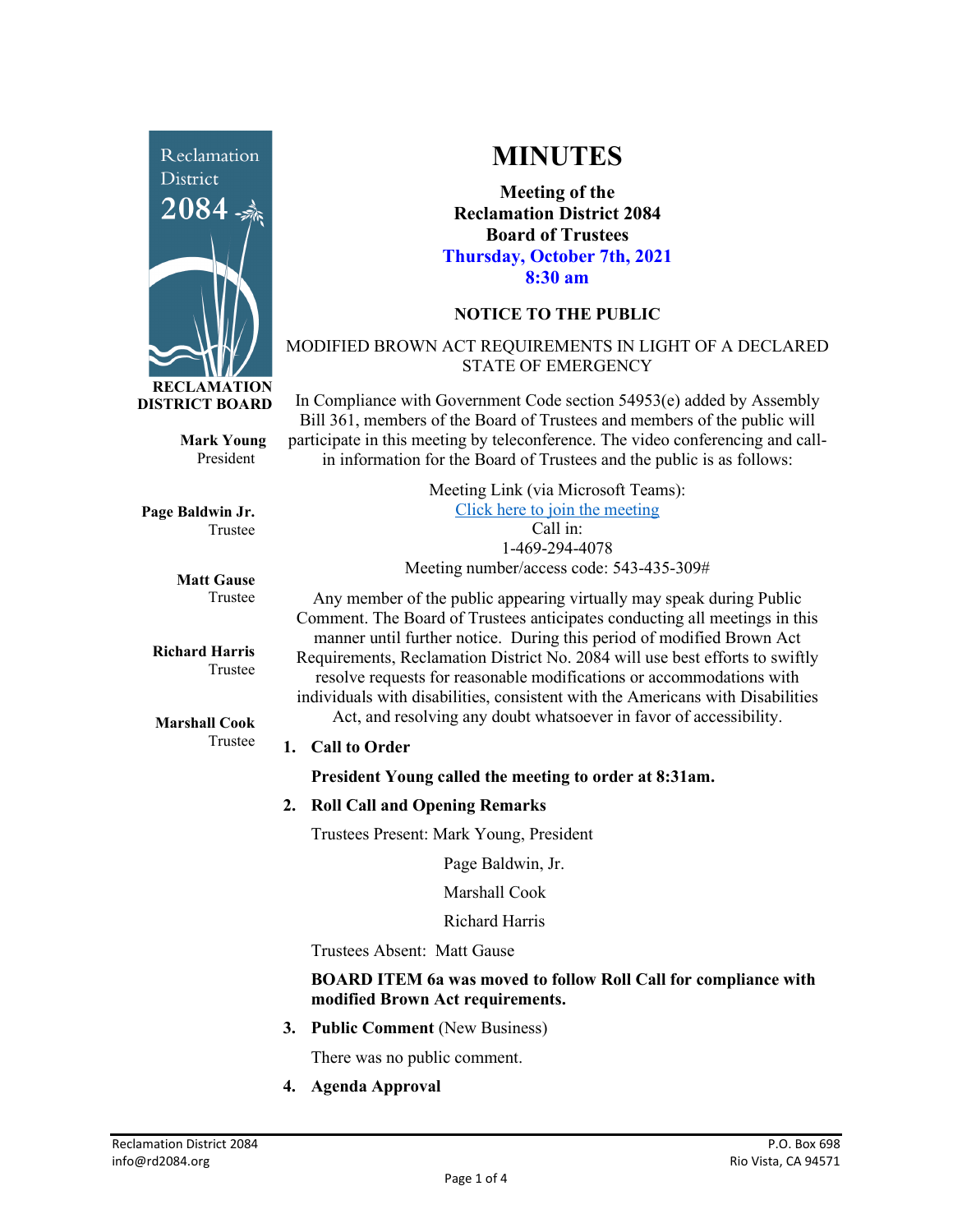# MINUTES

**Meeting of the Reclamation District 2084 Board of Trustees**
**Thursday, October 7th, 2021**
**8:30 am**

**RECLAMATION DISTRICT BOARD**

**Mark Young**
President

**Page Baldwin Jr.**
Trustee

**Matt Gause**
Trustee

**Richard Harris**
Trustee

**Marshall Cook**
Trustee

## NOTICE TO THE PUBLIC

MODIFIED BROWN ACT REQUIREMENTS IN LIGHT OF A DECLARED STATE OF EMERGENCY

In Compliance with Government Code section 54953(e) added by Assembly Bill 361, members of the Board of Trustees and members of the public will participate in this meeting by teleconference. The video conferencing and call-in information for the Board of Trustees and the public is as follows:

Meeting Link (via Microsoft Teams):
Click here to join the meeting
Call in:
1-469-294-4078
Meeting number/access code: 543-435-309#

Any member of the public appearing virtually may speak during Public Comment. The Board of Trustees anticipates conducting all meetings in this manner until further notice. During this period of modified Brown Act Requirements, Reclamation District No. 2084 will use best efforts to swiftly resolve requests for reasonable modifications or accommodations with individuals with disabilities, consistent with the Americans with Disabilities Act, and resolving any doubt whatsoever in favor of accessibility.

1. **Call to Order**

   **President Young called the meeting to order at 8:31am.**

2. **Roll Call and Opening Remarks**

   Trustees Present: Mark Young, President
   Page Baldwin, Jr.
   Marshall Cook
   Richard Harris

   Trustees Absent: Matt Gause

   **BOARD ITEM 6a was moved to follow Roll Call for compliance with modified Brown Act requirements.**

3. **Public Comment** (New Business)

   There was no public comment.

4. **Agenda Approval**

Reclamation District 2084
info@rd2084.org

P.O. Box 698
Rio Vista, CA 94571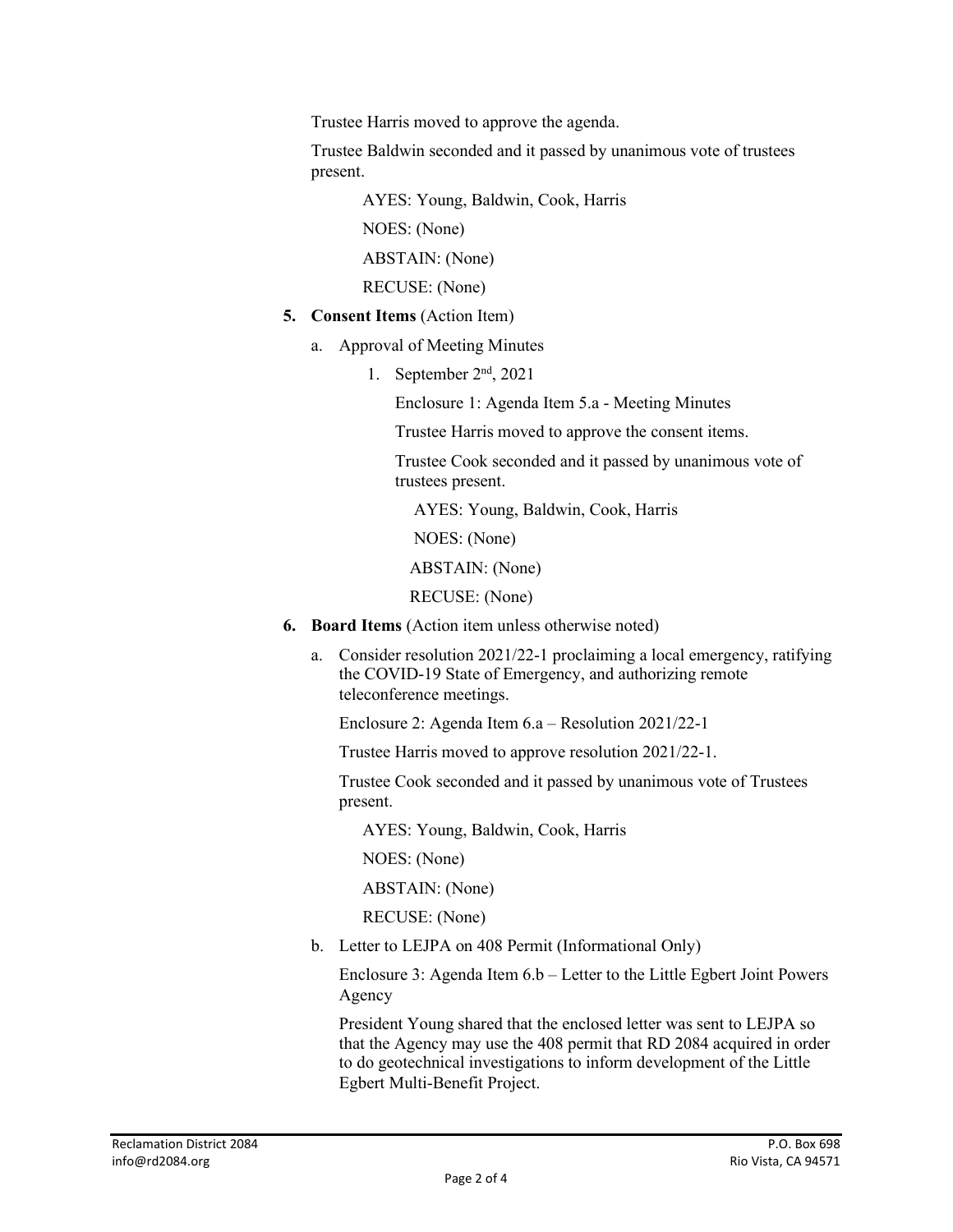Trustee Harris moved to approve the agenda.

Trustee Baldwin seconded and it passed by unanimous vote of trustees present.

AYES: Young, Baldwin, Cook, Harris

NOES: (None)

ABSTAIN: (None)

RECUSE: (None)

5. **Consent Items** (Action Item)

   a. Approval of Meeting Minutes

      1. September 2nd, 2021

         Enclosure 1: Agenda Item 5.a - Meeting Minutes

         Trustee Harris moved to approve the consent items.

         Trustee Cook seconded and it passed by unanimous vote of trustees present.

         AYES: Young, Baldwin, Cook, Harris

         NOES: (None)

         ABSTAIN: (None)

         RECUSE: (None)

6. **Board Items** (Action item unless otherwise noted)

   a. Consider resolution 2021/22-1 proclaiming a local emergency, ratifying the COVID-19 State of Emergency, and authorizing remote teleconference meetings.

      Enclosure 2: Agenda Item 6.a – Resolution 2021/22-1

      Trustee Harris moved to approve resolution 2021/22-1.

      Trustee Cook seconded and it passed by unanimous vote of Trustees present.

      AYES: Young, Baldwin, Cook, Harris

      NOES: (None)

      ABSTAIN: (None)

      RECUSE: (None)

   b. Letter to LEJPA on 408 Permit (Informational Only)

      Enclosure 3: Agenda Item 6.b – Letter to the Little Egbert Joint Powers Agency

      President Young shared that the enclosed letter was sent to LEJPA so that the Agency may use the 408 permit that RD 2084 acquired in order to do geotechnical investigations to inform development of the Little Egbert Multi-Benefit Project.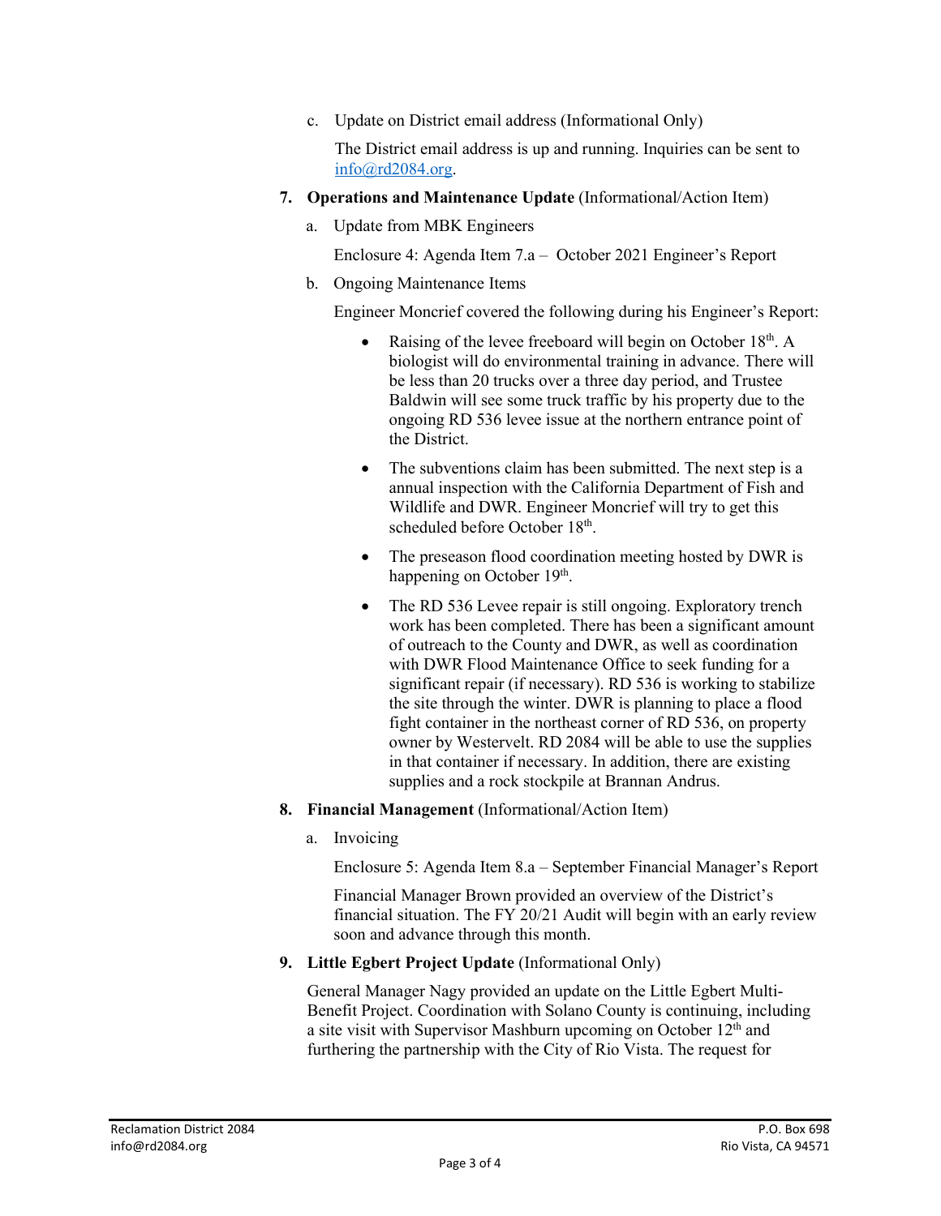c. Update on District email address (Informational Only)

   The District email address is up and running. Inquiries can be sent to info@rd2084.org.

7. **Operations and Maintenance Update** (Informational/Action Item)

   a. Update from MBK Engineers

      Enclosure 4: Agenda Item 7.a – October 2021 Engineer's Report

   b. Ongoing Maintenance Items

      Engineer Moncrief covered the following during his Engineer's Report:

      - Raising of the levee freeboard will begin on October 18th. A biologist will do environmental training in advance. There will be less than 20 trucks over a three day period, and Trustee Baldwin will see some truck traffic by his property due to the ongoing RD 536 levee issue at the northern entrance point of the District.
      - The subventions claim has been submitted. The next step is a annual inspection with the California Department of Fish and Wildlife and DWR. Engineer Moncrief will try to get this scheduled before October 18th.
      - The preseason flood coordination meeting hosted by DWR is happening on October 19th.
      - The RD 536 Levee repair is still ongoing. Exploratory trench work has been completed. There has been a significant amount of outreach to the County and DWR, as well as coordination with DWR Flood Maintenance Office to seek funding for a significant repair (if necessary). RD 536 is working to stabilize the site through the winter. DWR is planning to place a flood fight container in the northeast corner of RD 536, on property owner by Westervelt. RD 2084 will be able to use the supplies in that container if necessary. In addition, there are existing supplies and a rock stockpile at Brannan Andrus.

8. **Financial Management** (Informational/Action Item)

   a. Invoicing

      Enclosure 5: Agenda Item 8.a – September Financial Manager's Report

      Financial Manager Brown provided an overview of the District's financial situation. The FY 20/21 Audit will begin with an early review soon and advance through this month.

9. **Little Egbert Project Update** (Informational Only)

   General Manager Nagy provided an update on the Little Egbert Multi-Benefit Project. Coordination with Solano County is continuing, including a site visit with Supervisor Mashburn upcoming on October 12th and furthering the partnership with the City of Rio Vista. The request for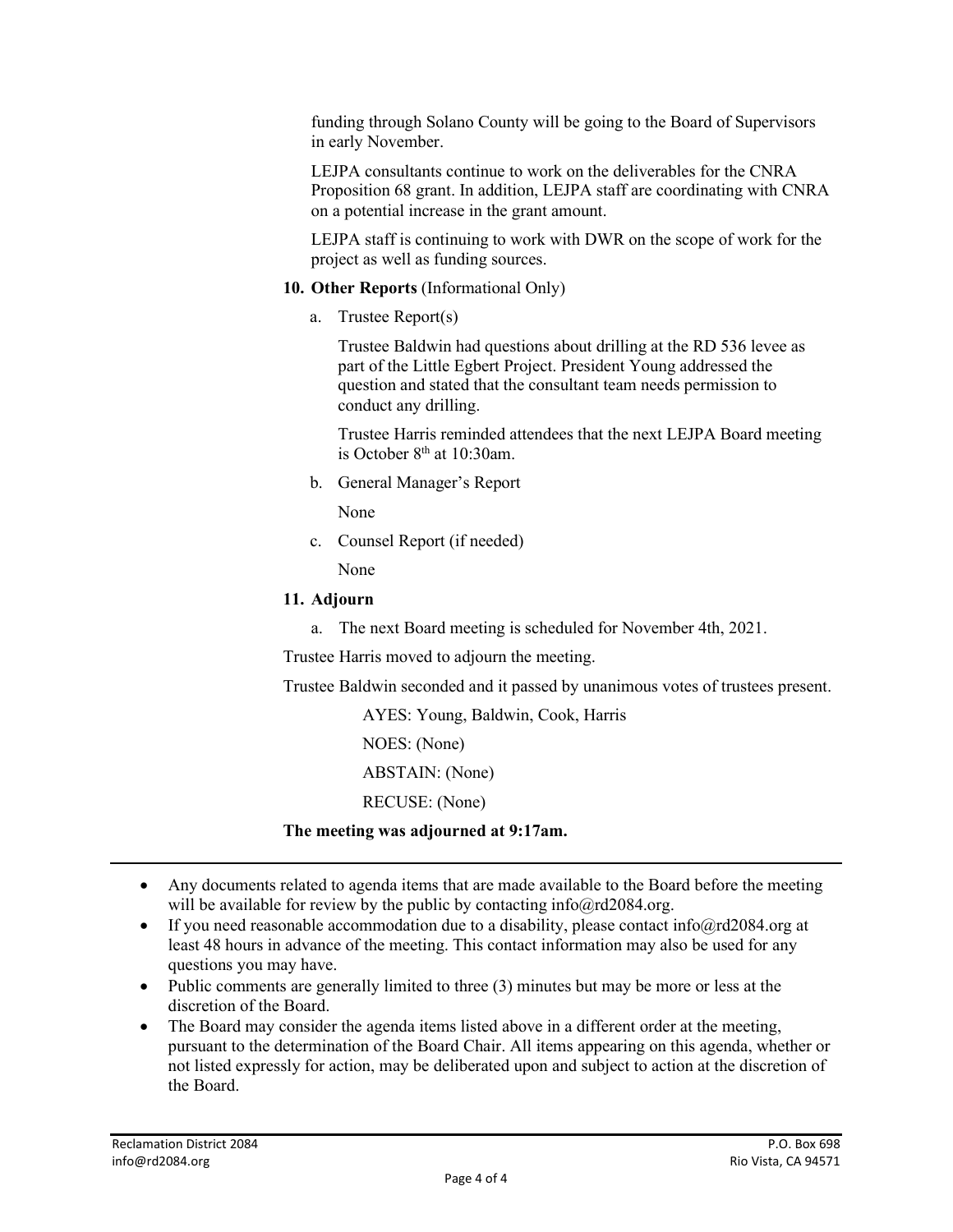funding through Solano County will be going to the Board of Supervisors in early November.

LEJPA consultants continue to work on the deliverables for the CNRA Proposition 68 grant. In addition, LEJPA staff are coordinating with CNRA on a potential increase in the grant amount.

LEJPA staff is continuing to work with DWR on the scope of work for the project as well as funding sources.

**10. Other Reports** (Informational Only)

a. Trustee Report(s)

Trustee Baldwin had questions about drilling at the RD 536 levee as part of the Little Egbert Project. President Young addressed the question and stated that the consultant team needs permission to conduct any drilling.

Trustee Harris reminded attendees that the next LEJPA Board meeting is October 8th at 10:30am.

b. General Manager's Report

None

c. Counsel Report (if needed)

None

**11. Adjourn**

a. The next Board meeting is scheduled for November 4th, 2021.

Trustee Harris moved to adjourn the meeting.

Trustee Baldwin seconded and it passed by unanimous votes of trustees present.

AYES: Young, Baldwin, Cook, Harris

NOES: (None)

ABSTAIN: (None)

RECUSE: (None)

**The meeting was adjourned at 9:17am.**

---

- Any documents related to agenda items that are made available to the Board before the meeting will be available for review by the public by contacting info@rd2084.org.
- If you need reasonable accommodation due to a disability, please contact info@rd2084.org at least 48 hours in advance of the meeting. This contact information may also be used for any questions you may have.
- Public comments are generally limited to three (3) minutes but may be more or less at the discretion of the Board.
- The Board may consider the agenda items listed above in a different order at the meeting, pursuant to the determination of the Board Chair. All items appearing on this agenda, whether or not listed expressly for action, may be deliberated upon and subject to action at the discretion of the Board.